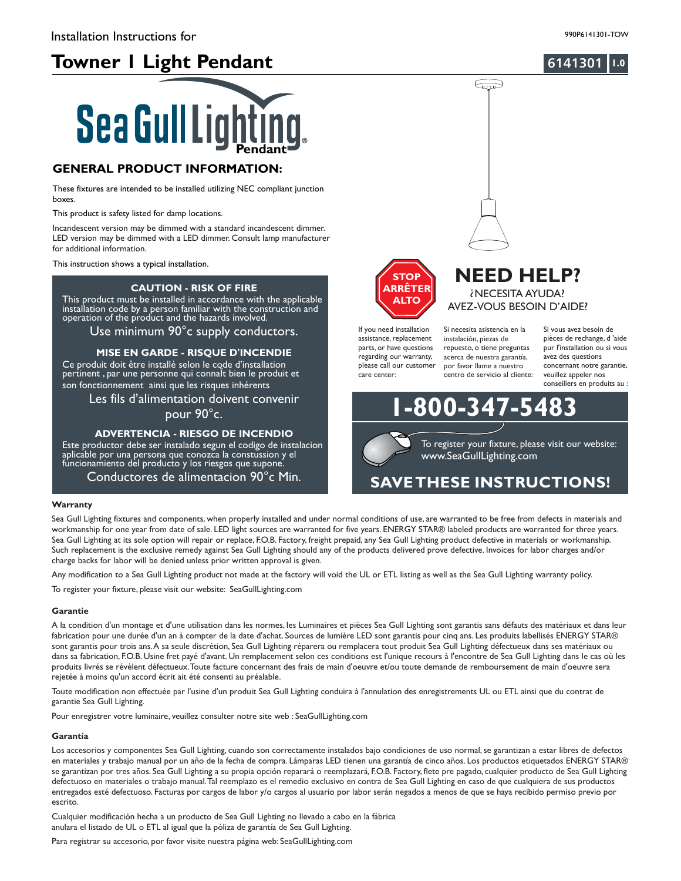Installation Instructions for

990P6141301-TOW

# Towner 1 Light Pendant

6141301 1.0

Sea Gull Lighting® Pendant

## GENERAL PRODUCT INFORMATION:

These fixtures are intended to be installed utilizing NEC compliant junction boxes.

This product is safety listed for damp locations.

Incandescent version may be dimmed with a standard incandescent dimmer. LED version may be dimmed with a LED dimmer. Consult lamp manufacturer for additional information.

This instruction shows a typical installation.

### CAUTION - RISK OF FIRE

This product must be installed in accordance with the applicable installation code by a person familiar with the construction and operation of the product and the hazards involved.

Use minimum 90°c supply conductors.

### MISE EN GARDE - RISQUE D'INCENDIE

Ce produit doit être installé selon le code d'installation pertinent , par une personne qui connaît bien le produit et son fonctionnement ainsi que les risques inhérents

Les fils d'alimentation doivent convenir pour 90°c.

### ADVERTENCIA - RIESGO DE INCENDIO

Este productor debe ser instalado segun el codigo de instalacion aplicable por una persona que conozca la constussion y el funcionamiento del producto y los riesgos que supone.

Conductores de alimentacion 90°c Min.

STOP ARRÊTER ALTO

## NEED HELP?

¿NECESITA AYUDA?

AVEZ-VOUS BESOIN D'AIDE?

If you need installation assistance, replacement parts, or have questions regarding our warranty, please call our customer care center:

Si necesita asistencia en la instalación, piezas de repuesto, o tiene preguntas acerca de nuestra garantía, por favor llame a nuestro centro de servicio al cliente:

Si vous avez besoin de pièces de rechange, d 'aide pur l'installation ou si vous avez des questions concernant notre garantie, veuillez appeler nos conseillers en produits au :

# 1-800-347-5483

To register your fixture, please visit our website: www.SeaGullLighting.com

## SAVE THESE INSTRUCTIONS!

### Warranty

Sea Gull Lighting fixtures and components, when properly installed and under normal conditions of use, are warranted to be free from defects in materials and workmanship for one year from date of sale. LED light sources are warranted for five years. ENERGY STAR® labeled products are warranted for three years. Sea Gull Lighting at its sole option will repair or replace, F.O.B. Factory, freight prepaid, any Sea Gull Lighting product defective in materials or workmanship. Such replacement is the exclusive remedy against Sea Gull Lighting should any of the products delivered prove defective. Invoices for labor charges and/or charge backs for labor will be denied unless prior written approval is given.

Any modification to a Sea Gull Lighting product not made at the factory will void the UL or ETL listing as well as the Sea Gull Lighting warranty policy.

To register your fixture, please visit our website: SeaGullLighting.com

### Garantie

A la condition d'un montage et d'une utilisation dans les normes, les Luminaires et pièces Sea Gull Lighting sont garantis sans défauts des matériaux et dans leur fabrication pour une durée d'un an à compter de la date d'achat. Sources de lumière LED sont garantis pour cinq ans. Les produits labellisés ENERGY STAR® sont garantis pour trois ans. A sa seule discrétion, Sea Gull Lighting réparera ou remplacera tout produit Sea Gull Lighting défectueux dans ses matériaux ou dans sa fabrication, F.O.B. Usine fret payé d'avant. Un remplacement selon ces conditions est l'unique recours à l'encontre de Sea Gull Lighting dans le cas où les produits livrés se révèlent défectueux. Toute facture concernant des frais de main d'oeuvre et/ou toute demande de remboursement de main d'oeuvre sera rejetée à moins qu'un accord écrit ait été consenti au préalable.

Toute modification non effectuée par l'usine d'un produit Sea Gull Lighting conduira à l'annulation des enregistrements UL ou ETL ainsi que du contrat de garantie Sea Gull Lighting.

Pour enregistrer votre luminaire, veuillez consulter notre site web : SeaGullLighting.com

### Garantía

Los accesorios y componentes Sea Gull Lighting, cuando son correctamente instalados bajo condiciones de uso normal, se garantizan a estar libres de defectos en materiales y trabajo manual por un año de la fecha de compra. Lámparas LED tienen una garantía de cinco años. Los productos etiquetados ENERGY STAR® se garantizan por tres años. Sea Gull Lighting a su propia opción reparará o reemplazará, F.O.B. Factory, flete pre pagado, cualquier producto de Sea Gull Lighting defectuoso en materiales o trabajo manual. Tal reemplazo es el remedio exclusivo en contra de Sea Gull Lighting en caso de que cualquiera de sus productos entregados esté defectuoso. Facturas por cargos de labor y/o cargos al usuario por labor serán negados a menos de que se haya recibido permiso previo por escrito.

Cualquier modificación hecha a un producto de Sea Gull Lighting no llevado a cabo en la fábrica anulara el listado de UL o ETL al igual que la póliza de garantía de Sea Gull Lighting.

Para registrar su accesorio, por favor visite nuestra página web: SeaGullLighting.com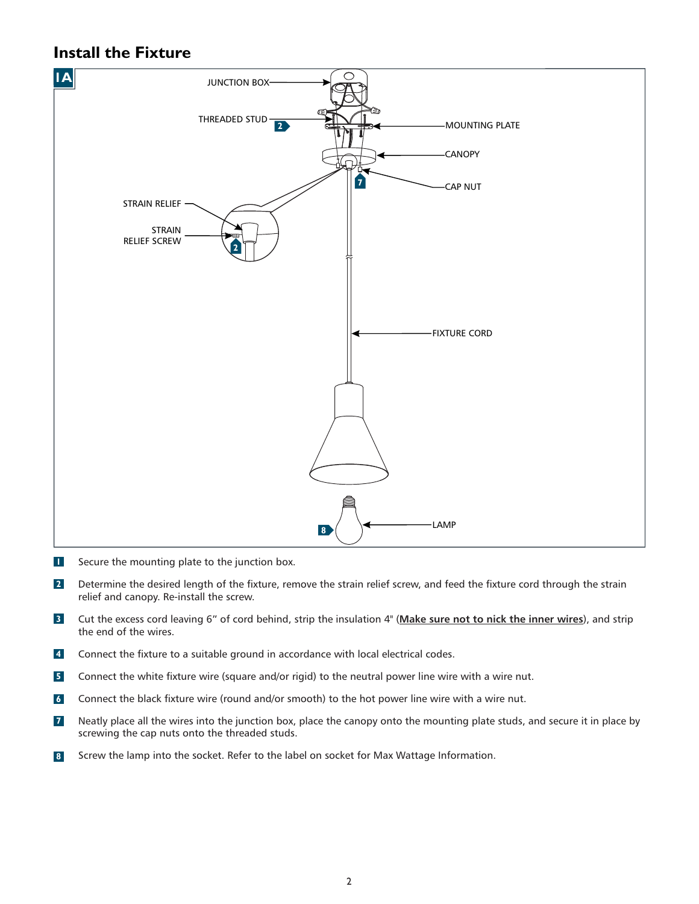## Install the Fixture

1A

JUNCTION BOX

THREADED STUD 2

MOUNTING PLATE

CANOPY

CAP NUT 7

STRAIN RELIEF

STRAIN RELIEF SCREW 2

FIXTURE CORD

LAMP 8

1. Secure the mounting plate to the junction box.
2. Determine the desired length of the fixture, remove the strain relief screw, and feed the fixture cord through the strain relief and canopy. Re-install the screw.
3. Cut the excess cord leaving 6” of cord behind, strip the insulation 4" (**Make sure not to nick the inner wires**), and strip the end of the wires.
4. Connect the fixture to a suitable ground in accordance with local electrical codes.
5. Connect the white fixture wire (square and/or rigid) to the neutral power line wire with a wire nut.
6. Connect the black fixture wire (round and/or smooth) to the hot power line wire with a wire nut.
7. Neatly place all the wires into the junction box, place the canopy onto the mounting plate studs, and secure it in place by screwing the cap nuts onto the threaded studs.
8. Screw the lamp into the socket. Refer to the label on socket for Max Wattage Information.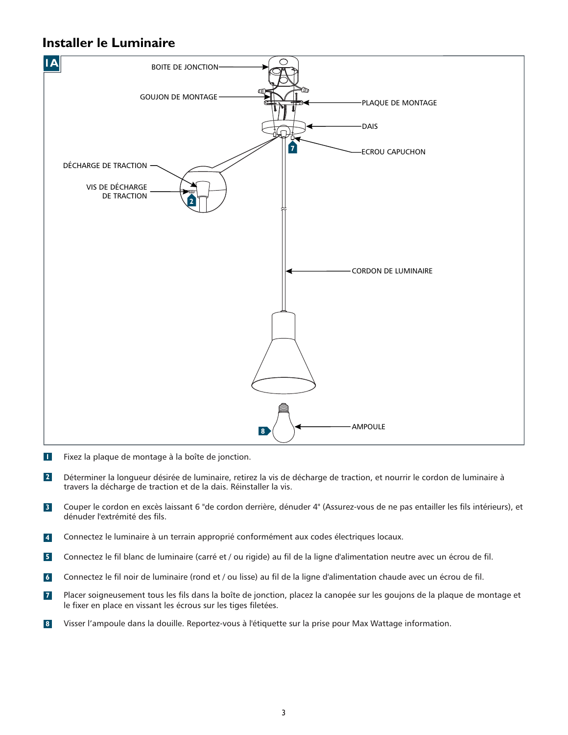## Installer le Luminaire

1A

BOITE DE JONCTION

GOUJON DE MONTAGE

PLAQUE DE MONTAGE

DAIS

ECROU CAPUCHON

DÉCHARGE DE TRACTION

VIS DE DÉCHARGE DE TRACTION

CORDON DE LUMINAIRE

AMPOULE

1. Fixez la plaque de montage à la boîte de jonction.
2. Déterminer la longueur désirée de luminaire, retirez la vis de décharge de traction, et nourrir le cordon de luminaire à travers la décharge de traction et de la dais. Réinstaller la vis.
3. Couper le cordon en excès laissant 6 "de cordon derrière, dénuder 4" (Assurez-vous de ne pas entailler les fils intérieurs), et dénuder l'extrémité des fils.
4. Connectez le luminaire à un terrain approprié conformément aux codes électriques locaux.
5. Connectez le fil blanc de luminaire (carré et / ou rigide) au fil de la ligne d'alimentation neutre avec un écrou de fil.
6. Connectez le fil noir de luminaire (rond et / ou lisse) au fil de la ligne d'alimentation chaude avec un écrou de fil.
7. Placer soigneusement tous les fils dans la boîte de jonction, placez la canopée sur les goujons de la plaque de montage et le fixer en place en vissant les écrous sur les tiges filetées.
8. Visser l'ampoule dans la douille. Reportez-vous à l'étiquette sur la prise pour Max Wattage information.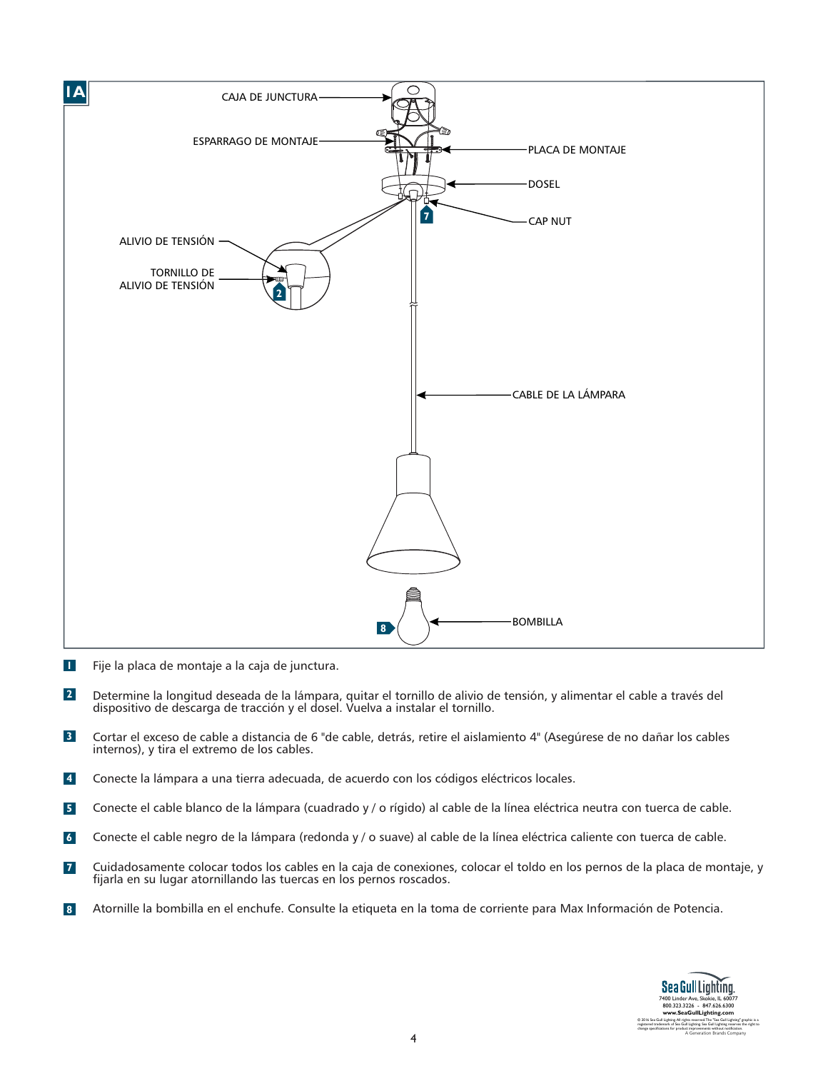1A

CAJA DE JUNCTURA

ESPARRAGO DE MONTAJE

PLACA DE MONTAJE

DOSEL

CAP NUT

ALIVIO DE TENSIÓN

TORNILLO DE ALIVIO DE TENSIÓN

CABLE DE LA LÁMPARA

BOMBILLA

1. Fije la placa de montaje a la caja de junctura.
2. Determine la longitud deseada de la lámpara, quitar el tornillo de alivio de tensión, y alimentar el cable a través del dispositivo de descarga de tracción y el dosel. Vuelva a instalar el tornillo.
3. Cortar el exceso de cable a distancia de 6 "de cable, detrás, retire el aislamiento 4" (Asegúrese de no dañar los cables internos), y tira el extremo de los cables.
4. Conecte la lámpara a una tierra adecuada, de acuerdo con los códigos eléctricos locales.
5. Conecte el cable blanco de la lámpara (cuadrado y / o rígido) al cable de la línea eléctrica neutra con tuerca de cable.
6. Conecte el cable negro de la lámpara (redonda y / o suave) al cable de la línea eléctrica caliente con tuerca de cable.
7. Cuidadosamente colocar todos los cables en la caja de conexiones, colocar el toldo en los pernos de la placa de montaje, y fijarla en su lugar atornillando las tuercas en los pernos roscados.
8. Atornille la bombilla en el enchufe. Consulte la etiqueta en la toma de corriente para Max Información de Potencia.

Sea Gull Lighting
7400 Linder Ave, Skokie, IL 60077
800.323.3226 - 847.626.6300
www.SeaGullLighting.com
© 2016 Sea Gull Lighting All rights reserved. The "Sea Gull Lighting" graphic is a registered trademark of Sea Gull Lighting. Sea Gull Lighting reserves the right to change specifications for product improvements without notification.
A Generation Brands Company